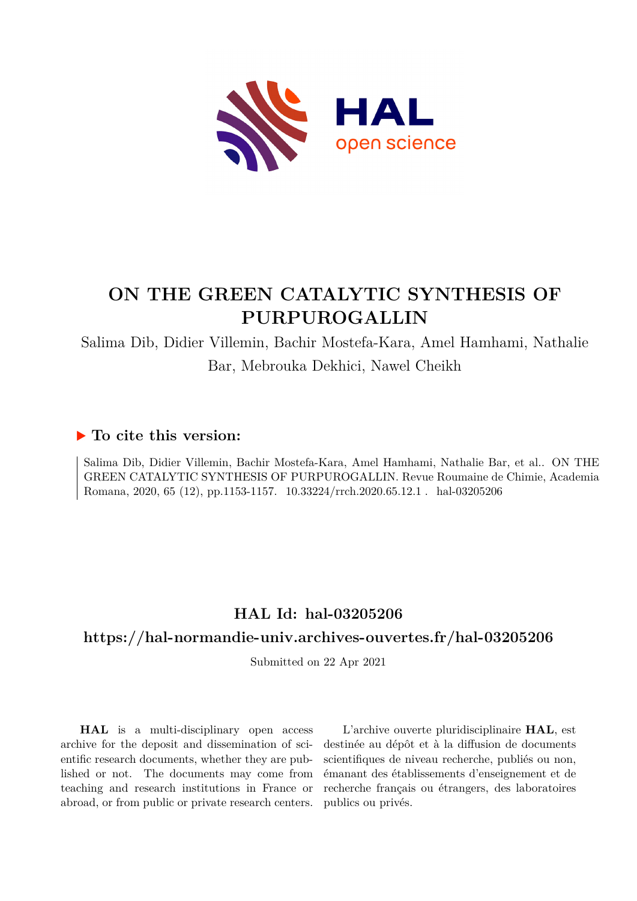# ON THE GREEN CATALYTIC SYNTHESIS OF PURPUROGALLIN

Salima Dib, Didier Villemin, Bachir Mostefa-Kara, Amel Hamhami, Nathalie Bar, Mebrouka Dekhici, Nawel Cheikh

## ▶ To cite this version:

Salima Dib, Didier Villemin, Bachir Mostefa-Kara, Amel Hamhami, Nathalie Bar, et al.. ON THE GREEN CATALYTIC SYNTHESIS OF PURPUROGALLIN. Revue Roumaine de Chimie, Academia Romana, 2020, 65 (12), pp.1153-1157. 10.33224/rrch.2020.65.12.1 . hal-03205206

## HAL Id: hal-03205206

## https://hal-normandie-univ.archives-ouvertes.fr/hal-03205206

Submitted on 22 Apr 2021

**HAL** is a multi-disciplinary open access archive for the deposit and dissemination of scientific research documents, whether they are published or not. The documents may come from teaching and research institutions in France or abroad, or from public or private research centers.

L'archive ouverte pluridisciplinaire **HAL**, est destinée au dépôt et à la diffusion de documents scientifiques de niveau recherche, publiés ou non, émanant des établissements d'enseignement et de recherche français ou étrangers, des laboratoires publics ou privés.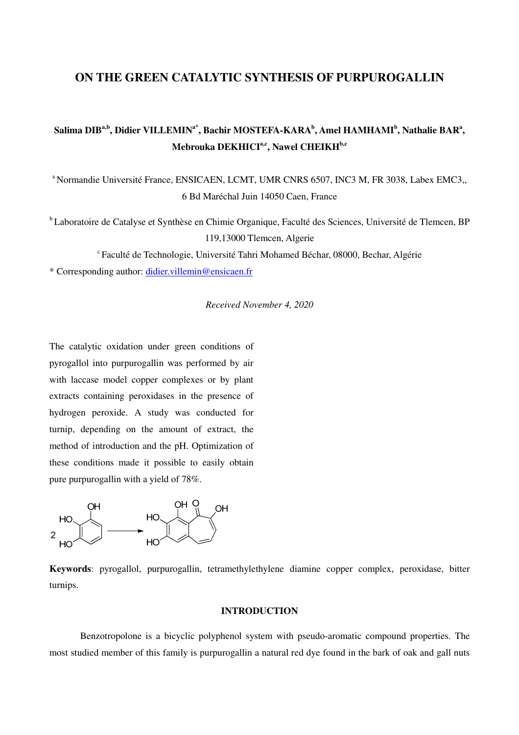# ON THE GREEN CATALYTIC SYNTHESIS OF PURPUROGALLIN

**Salima DIB[a,b], Didier VILLEMIN[a*], Bachir MOSTEFA-KARA[b], Amel HAMHAMI[b], Nathalie BAR[a], Mebrouka DEKHICI[a,c], Nawel CHEIKH[b,c]**

[a] Normandie Université France, ENSICAEN, LCMT, UMR CNRS 6507, INC3 M, FR 3038, Labex EMC3,, 6 Bd Maréchal Juin 14050 Caen, France

[b] Laboratoire de Catalyse et Synthèse en Chimie Organique, Faculté des Sciences, Université de Tlemcen, BP 119,13000 Tlemcen, Algerie

[c] Faculté de Technologie, Université Tahri Mohamed Béchar, 08000, Bechar, Algérie

\* Corresponding author: didier.villemin@ensicaen.fr

*Received November 4, 2020*

The catalytic oxidation under green conditions of pyrogallol into purpurogallin was performed by air with laccase model copper complexes or by plant extracts containing peroxidases in the presence of hydrogen peroxide. A study was conducted for turnip, depending on the amount of extract, the method of introduction and the pH. Optimization of these conditions made it possible to easily obtain pure purpurogallin with a yield of 78%.

**Keywords**: pyrogallol, purpurogallin, tetramethylethylene diamine copper complex, peroxidase, bitter turnips.

## INTRODUCTION

Benzotropolone is a bicyclic polyphenol system with pseudo-aromatic compound properties. The most studied member of this family is purpurogallin a natural red dye found in the bark of oak and gall nuts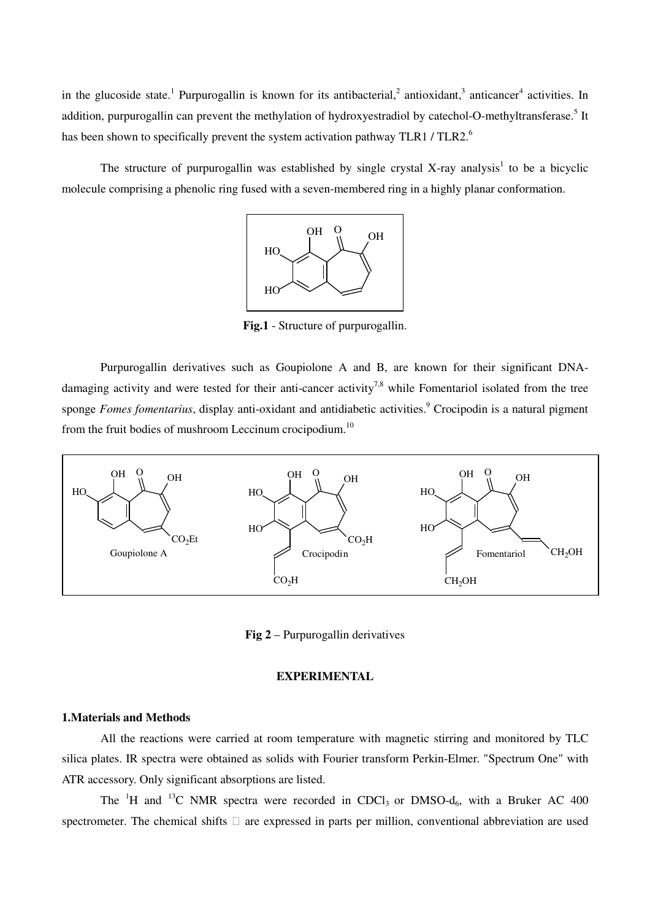in the glucoside state.[1] Purpurogallin is known for its antibacterial,[2] antioxidant,[3] anticancer[4] activities. In addition, purpurogallin can prevent the methylation of hydroxyestradiol by catechol-O-methyltransferase.[5] It has been shown to specifically prevent the system activation pathway TLR1 / TLR2.[6]

The structure of purpurogallin was established by single crystal X-ray analysis[1] to be a bicyclic molecule comprising a phenolic ring fused with a seven-membered ring in a highly planar conformation.

**Fig.1** - Structure of purpurogallin.

Purpurogallin derivatives such as Goupiolone A and B, are known for their significant DNA-damaging activity and were tested for their anti-cancer activity[7,8] while Fomentariol isolated from the tree sponge *Fomes fomentarius*, display anti-oxidant and antidiabetic activities.[9] Crocipodin is a natural pigment from the fruit bodies of mushroom Leccinum crocipodium.[10]

**Fig 2** – Purpurogallin derivatives

## EXPERIMENTAL

### 1.Materials and Methods

All the reactions were carried at room temperature with magnetic stirring and monitored by TLC silica plates. IR spectra were obtained as solids with Fourier transform Perkin-Elmer. "Spectrum One" with ATR accessory. Only significant absorptions are listed.

The $^{1}H$ and $^{13}C$ NMR spectra were recorded in $CDCl_3$ or DMSO-$d_6$, with a Bruker AC 400 spectrometer. The chemical shifts $\delta$ are expressed in parts per million, conventional abbreviation are used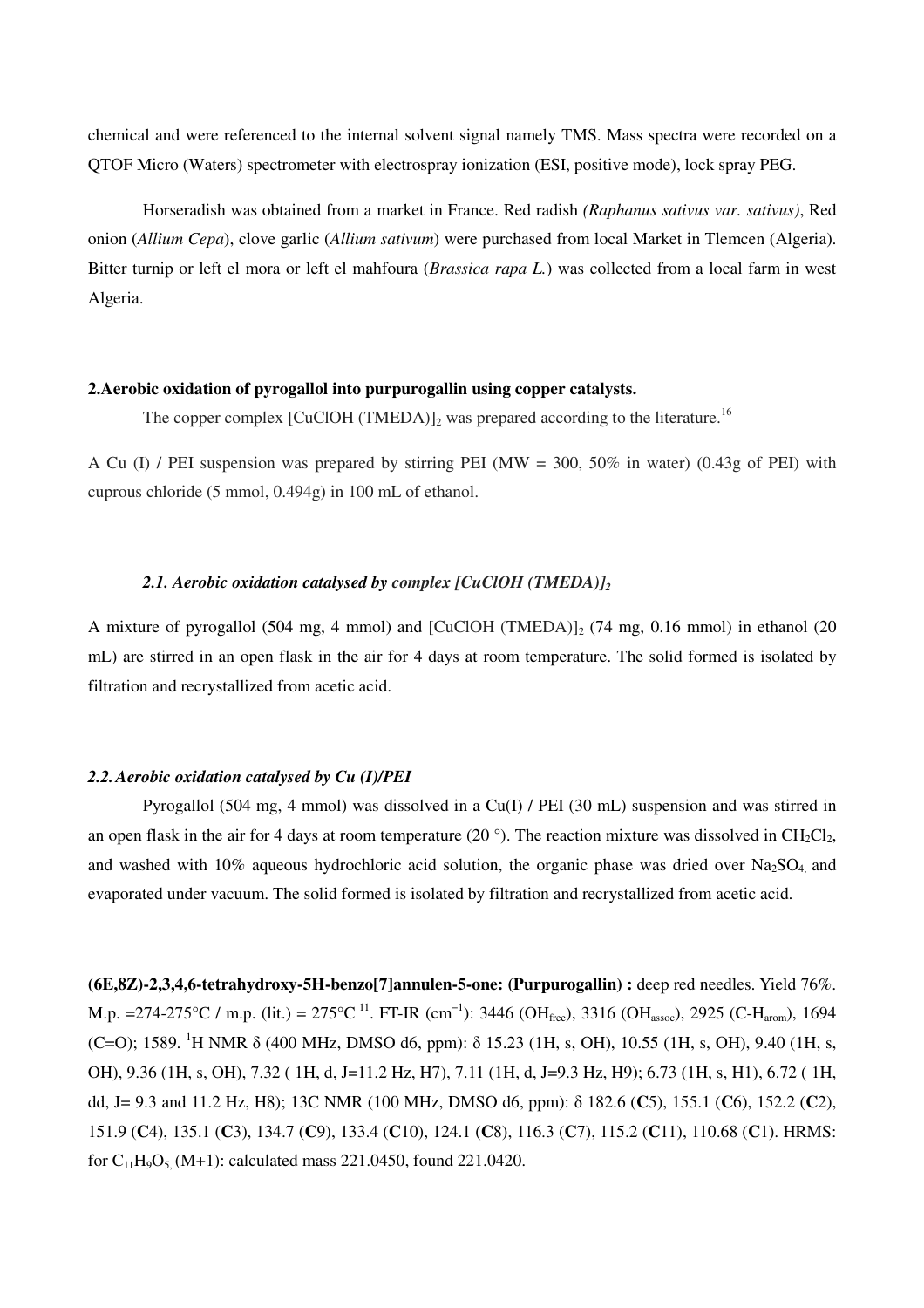chemical and were referenced to the internal solvent signal namely TMS. Mass spectra were recorded on a QTOF Micro (Waters) spectrometer with electrospray ionization (ESI, positive mode), lock spray PEG.

Horseradish was obtained from a market in France. Red radish *(Raphanus sativus var. sativus)*, Red onion (*Allium Cepa*), clove garlic (*Allium sativum*) were purchased from local Market in Tlemcen (Algeria). Bitter turnip or left el mora or left el mahfoura (*Brassica rapa L.*) was collected from a local farm in west Algeria.

## 2.Aerobic oxidation of pyrogallol into purpurogallin using copper catalysts.

The copper complex $[CuClOH (TMEDA)]_2$ was prepared according to the literature.[16]

A Cu (I) / PEI suspension was prepared by stirring PEI (MW = 300, 50% in water) (0.43g of PEI) with cuprous chloride (5 mmol, 0.494g) in 100 mL of ethanol.

### *2.1. Aerobic oxidation catalysed by complex $[CuClOH (TMEDA)]_2$*

A mixture of pyrogallol (504 mg, 4 mmol) and $[CuClOH (TMEDA)]_2$ (74 mg, 0.16 mmol) in ethanol (20 mL) are stirred in an open flask in the air for 4 days at room temperature. The solid formed is isolated by filtration and recrystallized from acetic acid.

### *2.2. Aerobic oxidation catalysed by Cu (I)/PEI*

Pyrogallol (504 mg, 4 mmol) was dissolved in a Cu(I) / PEI (30 mL) suspension and was stirred in an open flask in the air for 4 days at room temperature (20 °). The reaction mixture was dissolved in $CH_2Cl_2$, and washed with 10% aqueous hydrochloric acid solution, the organic phase was dried over $Na_2SO_4$, and evaporated under vacuum. The solid formed is isolated by filtration and recrystallized from acetic acid.

**(6E,8Z)-2,3,4,6-tetrahydroxy-5H-benzo[7]annulen-5-one: (Purpurogallin) :** deep red needles. Yield 76%. M.p. =274-275°C / m.p. (lit.) = 275°C [11]. FT-IR ($cm^{-1}$): 3446 ($OH_{free}$), 3316 ($OH_{assoc}$), 2925 ($C\text{-}H_{arom}$), 1694 (C=O); 1589. $^1H$ NMR δ (400 MHz, DMSO d6, ppm): δ 15.23 (1H, s, OH), 10.55 (1H, s, OH), 9.40 (1H, s, OH), 9.36 (1H, s, OH), 7.32 ( 1H, d, J=11.2 Hz, H7), 7.11 (1H, d, J=9.3 Hz, H9); 6.73 (1H, s, H1), 6.72 ( 1H, dd, J= 9.3 and 11.2 Hz, H8); 13C NMR (100 MHz, DMSO d6, ppm): δ 182.6 (**C**5), 155.1 (**C**6), 152.2 (**C**2), 151.9 (**C**4), 135.1 (**C**3), 134.7 (**C**9), 133.4 (**C**10), 124.1 (**C**8), 116.3 (**C**7), 115.2 (**C**11), 110.68 (**C**1). HRMS: for $C_{11}H_9O_5$ (M+1): calculated mass 221.0450, found 221.0420.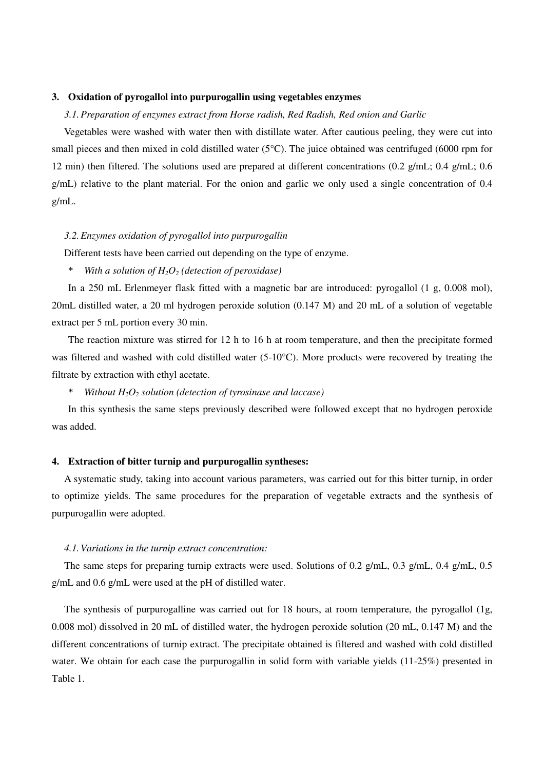## 3. Oxidation of pyrogallol into purpurogallin using vegetables enzymes

### *3.1. Preparation of enzymes extract from Horse radish, Red Radish, Red onion and Garlic*

Vegetables were washed with water then with distillate water. After cautious peeling, they were cut into small pieces and then mixed in cold distilled water (5°C). The juice obtained was centrifuged (6000 rpm for 12 min) then filtered. The solutions used are prepared at different concentrations (0.2 g/mL; 0.4 g/mL; 0.6 g/mL) relative to the plant material. For the onion and garlic we only used a single concentration of 0.4 g/mL.

### *3.2. Enzymes oxidation of pyrogallol into purpurogallin*

Different tests have been carried out depending on the type of enzyme.

\* *With a solution of $H_2O_2$ (detection of peroxidase)*

In a 250 mL Erlenmeyer flask fitted with a magnetic bar are introduced: pyrogallol (1 g, 0.008 mol), 20mL distilled water, a 20 ml hydrogen peroxide solution (0.147 M) and 20 mL of a solution of vegetable extract per 5 mL portion every 30 min.

The reaction mixture was stirred for 12 h to 16 h at room temperature, and then the precipitate formed was filtered and washed with cold distilled water (5-10°C). More products were recovered by treating the filtrate by extraction with ethyl acetate.

\* *Without $H_2O_2$ solution (detection of tyrosinase and laccase)*

In this synthesis the same steps previously described were followed except that no hydrogen peroxide was added.

## 4. Extraction of bitter turnip and purpurogallin syntheses:

A systematic study, taking into account various parameters, was carried out for this bitter turnip, in order to optimize yields. The same procedures for the preparation of vegetable extracts and the synthesis of purpurogallin were adopted.

### *4.1. Variations in the turnip extract concentration:*

The same steps for preparing turnip extracts were used. Solutions of 0.2 g/mL, 0.3 g/mL, 0.4 g/mL, 0.5 g/mL and 0.6 g/mL were used at the pH of distilled water.

The synthesis of purpurogalline was carried out for 18 hours, at room temperature, the pyrogallol (1g, 0.008 mol) dissolved in 20 mL of distilled water, the hydrogen peroxide solution (20 mL, 0.147 M) and the different concentrations of turnip extract. The precipitate obtained is filtered and washed with cold distilled water. We obtain for each case the purpurogallin in solid form with variable yields (11-25%) presented in Table 1.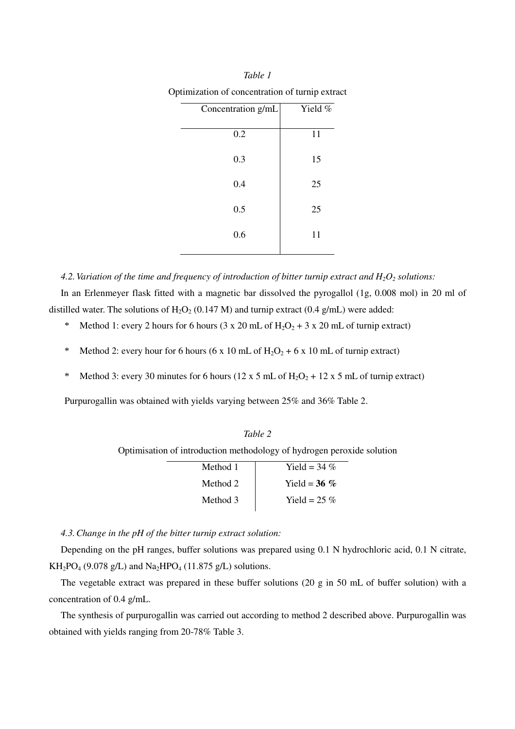*Table 1*

Optimization of concentration of turnip extract

| Concentration g/mL | Yield % |
|---|---|
| 0.2 | 11 |
| 0.3 | 15 |
| 0.4 | 25 |
| 0.5 | 25 |
| 0.6 | 11 |

*4.2. Variation of the time and frequency of introduction of bitter turnip extract and $H_2O_2$ solutions:*

In an Erlenmeyer flask fitted with a magnetic bar dissolved the pyrogallol (1g, 0.008 mol) in 20 ml of distilled water. The solutions of $H_2O_2$ (0.147 M) and turnip extract (0.4 g/mL) were added:

* Method 1: every 2 hours for 6 hours (3 x 20 mL of $H_2O_2$ + 3 x 20 mL of turnip extract)
* Method 2: every hour for 6 hours (6 x 10 mL of $H_2O_2$ + 6 x 10 mL of turnip extract)
* Method 3: every 30 minutes for 6 hours (12 x 5 mL of $H_2O_2$ + 12 x 5 mL of turnip extract)

Purpurogallin was obtained with yields varying between 25% and 36% Table 2.

*Table 2*

Optimisation of introduction methodology of hydrogen peroxide solution

| | |
|---|---|
| Method 1 | Yield = 34 % |
| Method 2 | Yield = **36 %** |
| Method 3 | Yield = 25 % |

*4.3. Change in the pH of the bitter turnip extract solution:*

Depending on the pH ranges, buffer solutions was prepared using 0.1 N hydrochloric acid, 0.1 N citrate, $KH_2PO_4$ (9.078 g/L) and $Na_2HPO_4$ (11.875 g/L) solutions.

The vegetable extract was prepared in these buffer solutions (20 g in 50 mL of buffer solution) with a concentration of 0.4 g/mL.

The synthesis of purpurogallin was carried out according to method 2 described above. Purpurogallin was obtained with yields ranging from 20-78% Table 3.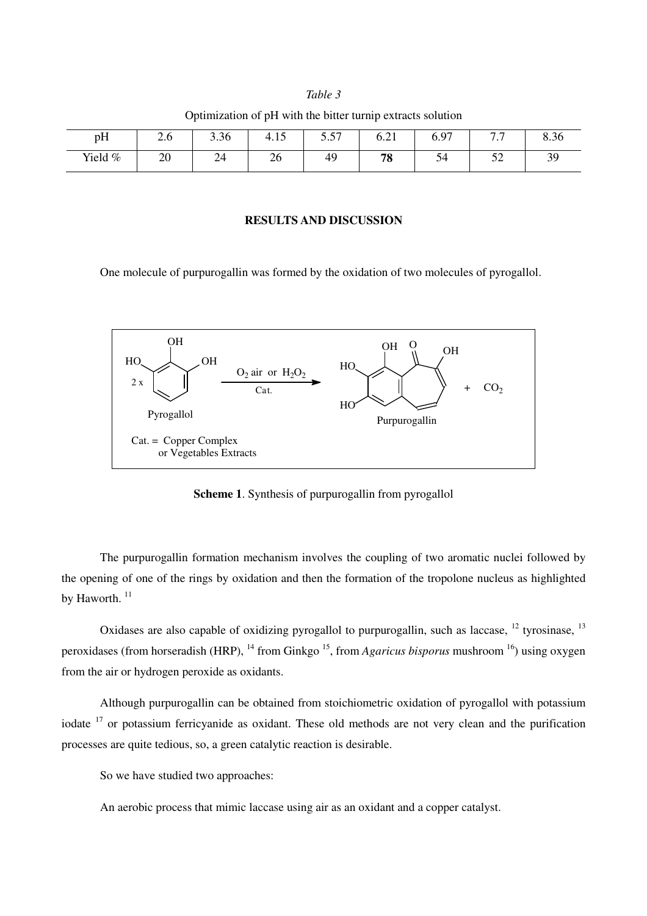*Table 3*

Optimization of pH with the bitter turnip extracts solution

| pH | 2.6 | 3.36 | 4.15 | 5.57 | 6.21 | 6.97 | 7.7 | 8.36 |
|---|---|---|---|---|---|---|---|---|
| Yield % | 20 | 24 | 26 | 49 | **78** | 54 | 52 | 39 |

## RESULTS AND DISCUSSION

One molecule of purpurogallin was formed by the oxidation of two molecules of pyrogallol.

2 x Pyrogallol → ($O_2$ air or $H_2O_2$, Cat.) → Purpurogallin + $CO_2$

Cat. = Copper Complex or Vegetables Extracts

**Scheme 1**. Synthesis of purpurogallin from pyrogallol

The purpurogallin formation mechanism involves the coupling of two aromatic nuclei followed by the opening of one of the rings by oxidation and then the formation of the tropolone nucleus as highlighted by Haworth. [11]

Oxidases are also capable of oxidizing pyrogallol to purpurogallin, such as laccase, [12] tyrosinase, [13] peroxidases (from horseradish (HRP), [14] from Ginkgo [15], from *Agaricus bisporus* mushroom [16]) using oxygen from the air or hydrogen peroxide as oxidants.

Although purpurogallin can be obtained from stoichiometric oxidation of pyrogallol with potassium iodate [17] or potassium ferricyanide as oxidant. These old methods are not very clean and the purification processes are quite tedious, so, a green catalytic reaction is desirable.

So we have studied two approaches:

An aerobic process that mimic laccase using air as an oxidant and a copper catalyst.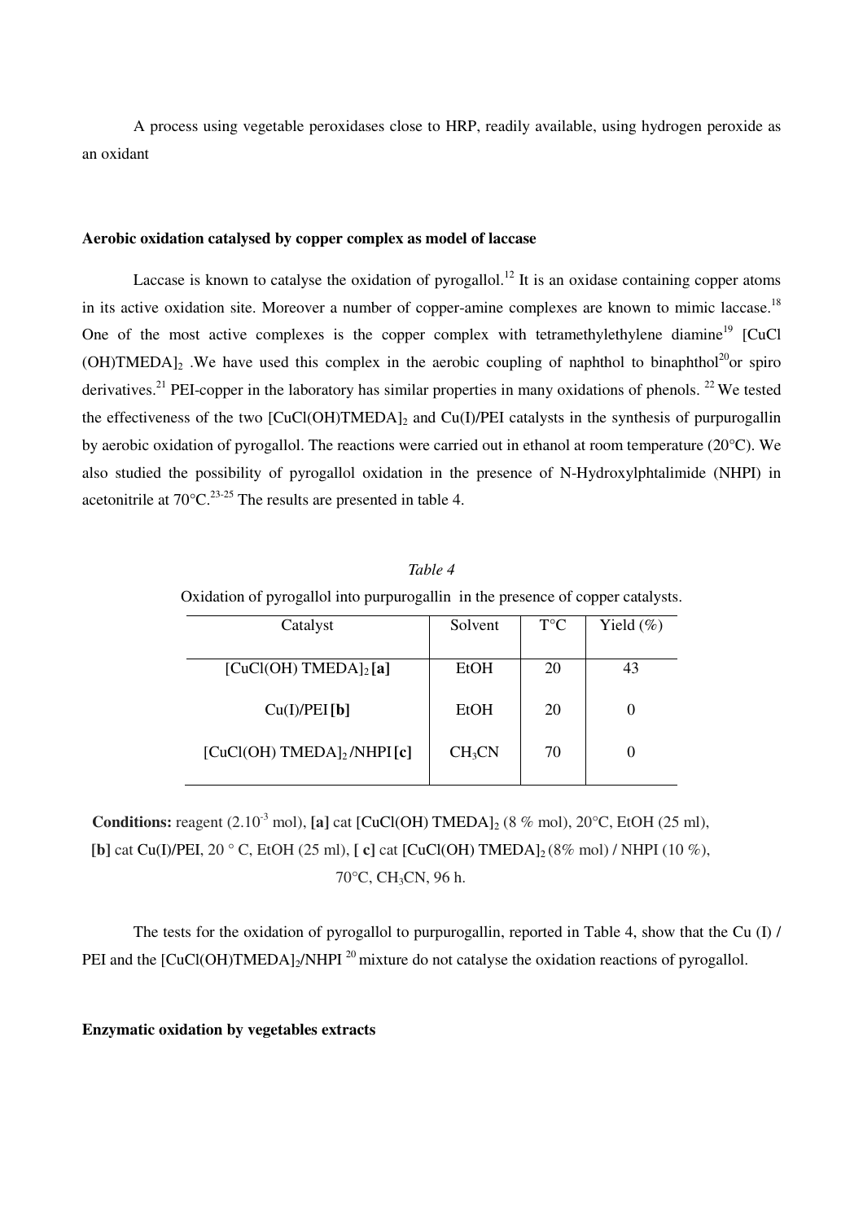A process using vegetable peroxidases close to HRP, readily available, using hydrogen peroxide as an oxidant

**Aerobic oxidation catalysed by copper complex as model of laccase**

Laccase is known to catalyse the oxidation of pyrogallol.[12] It is an oxidase containing copper atoms in its active oxidation site. Moreover a number of copper-amine complexes are known to mimic laccase.[18] One of the most active complexes is the copper complex with tetramethylethylene diamine[19] $[CuCl(OH)TMEDA]_2$ .We have used this complex in the aerobic coupling of naphthol to binaphthol[20]or spiro derivatives.[21] PEI-copper in the laboratory has similar properties in many oxidations of phenols. [22] We tested the effectiveness of the two $[CuCl(OH)TMEDA]_2$ and Cu(I)/PEI catalysts in the synthesis of purpurogallin by aerobic oxidation of pyrogallol. The reactions were carried out in ethanol at room temperature (20°C). We also studied the possibility of pyrogallol oxidation in the presence of N-Hydroxylphtalimide (NHPI) in acetonitrile at 70°C.[23-25] The results are presented in table 4.

*Table 4*

Oxidation of pyrogallol into purpurogallin in the presence of copper catalysts.

| Catalyst | Solvent | T°C | Yield (%) |
|---|---|---|---|
| $[CuCl(OH)\ TMEDA]_2$ **[a]** | EtOH | 20 | 43 |
| Cu(I)/PEI **[b]** | EtOH | 20 | 0 |
| $[CuCl(OH)\ TMEDA]_2$/NHPI **[c]** | $CH_3CN$ | 70 | 0 |

**Conditions:** reagent ($2.10^{-3}$ mol), **[a]** cat $[CuCl(OH)\ TMEDA]_2$ (8 % mol), 20°C, EtOH (25 ml), **[b]** cat Cu(I)/PEI, 20 ° C, EtOH (25 ml), **[ c]** cat $[CuCl(OH)\ TMEDA]_2$ (8% mol) / NHPI (10 %), 70°C, $CH_3CN$, 96 h.

The tests for the oxidation of pyrogallol to purpurogallin, reported in Table 4, show that the Cu (I) / PEI and the $[CuCl(OH)TMEDA]_2$/NHPI [20] mixture do not catalyse the oxidation reactions of pyrogallol.

**Enzymatic oxidation by vegetables extracts**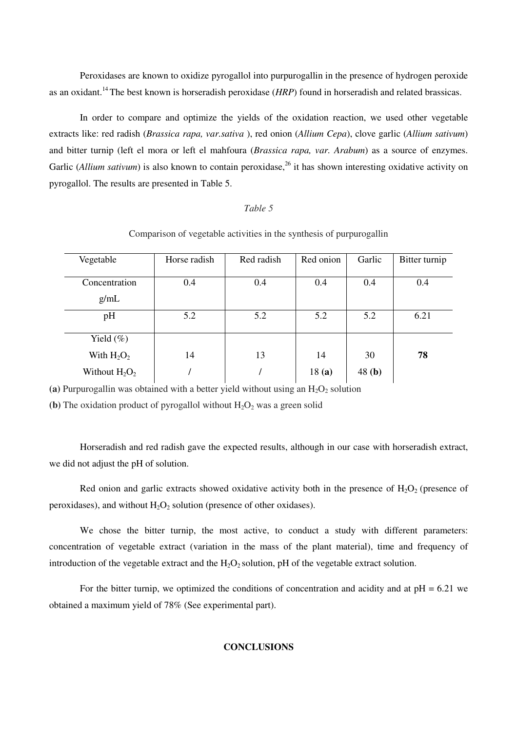Peroxidases are known to oxidize pyrogallol into purpurogallin in the presence of hydrogen peroxide as an oxidant.[14] The best known is horseradish peroxidase (*HRP*) found in horseradish and related brassicas.

In order to compare and optimize the yields of the oxidation reaction, we used other vegetable extracts like: red radish (*Brassica rapa, var.sativa* ), red onion (*Allium Cepa*), clove garlic (*Allium sativum*) and bitter turnip (left el mora or left el mahfoura (*Brassica rapa, var. Arabum*) as a source of enzymes. Garlic (*Allium sativum*) is also known to contain peroxidase,[26] it has shown interesting oxidative activity on pyrogallol. The results are presented in Table 5.

*Table 5*

Comparison of vegetable activities in the synthesis of purpurogallin

| Vegetable | Horse radish | Red radish | Red onion | Garlic | Bitter turnip |
|---|---|---|---|---|---|
| Concentration g/mL | 0.4 | 0.4 | 0.4 | 0.4 | 0.4 |
| pH | 5.2 | 5.2 | 5.2 | 5.2 | 6.21 |
| Yield (%) | | | | | |
| With $H_2O_2$ | 14 | 13 | 14 | 30 | **78** |
| Without $H_2O_2$ | / | / | 18 **(a)** | 48 **(b)** | |

**(a)** Purpurogallin was obtained with a better yield without using an $H_2O_2$ solution

**(b)** The oxidation product of pyrogallol without $H_2O_2$ was a green solid

Horseradish and red radish gave the expected results, although in our case with horseradish extract, we did not adjust the pH of solution.

Red onion and garlic extracts showed oxidative activity both in the presence of $H_2O_2$ (presence of peroxidases), and without $H_2O_2$ solution (presence of other oxidases).

We chose the bitter turnip, the most active, to conduct a study with different parameters: concentration of vegetable extract (variation in the mass of the plant material), time and frequency of introduction of the vegetable extract and the $H_2O_2$ solution, pH of the vegetable extract solution.

For the bitter turnip, we optimized the conditions of concentration and acidity and at pH = 6.21 we obtained a maximum yield of 78% (See experimental part).

## CONCLUSIONS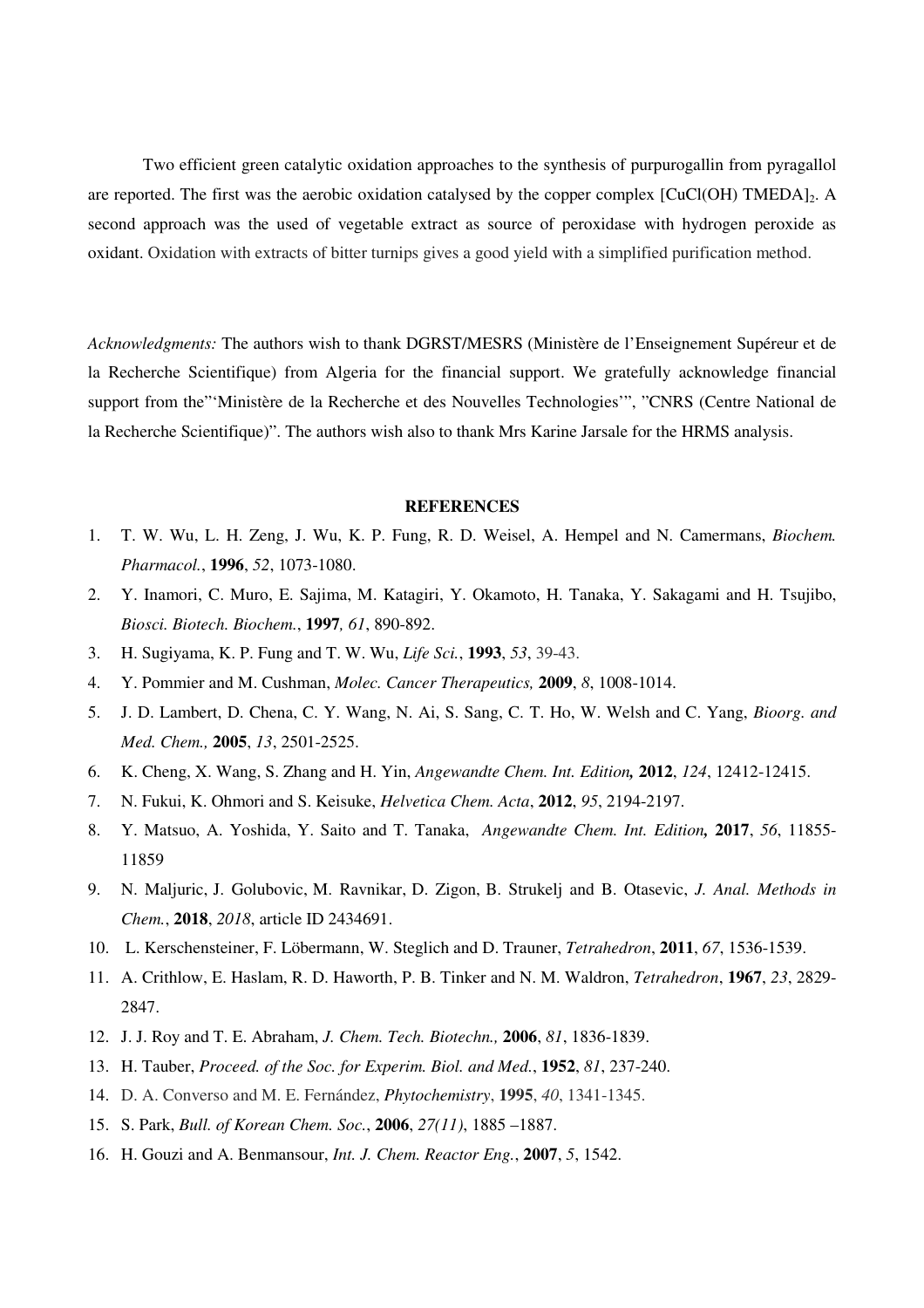Two efficient green catalytic oxidation approaches to the synthesis of purpurogallin from pyragallol are reported. The first was the aerobic oxidation catalysed by the copper complex $[CuCl(OH) TMEDA]_2$. A second approach was the used of vegetable extract as source of peroxidase with hydrogen peroxide as oxidant. Oxidation with extracts of bitter turnips gives a good yield with a simplified purification method.

*Acknowledgments:* The authors wish to thank DGRST/MESRS (Ministère de l'Enseignement Supéreur et de la Recherche Scientifique) from Algeria for the financial support. We gratefully acknowledge financial support from the"'Ministère de la Recherche et des Nouvelles Technologies'", "CNRS (Centre National de la Recherche Scientifique)". The authors wish also to thank Mrs Karine Jarsale for the HRMS analysis.

## REFERENCES

1. T. W. Wu, L. H. Zeng, J. Wu, K. P. Fung, R. D. Weisel, A. Hempel and N. Camermans, *Biochem. Pharmacol.*, **1996**, *52*, 1073-1080.
2. Y. Inamori, C. Muro, E. Sajima, M. Katagiri, Y. Okamoto, H. Tanaka, Y. Sakagami and H. Tsujibo, *Biosci. Biotech. Biochem.*, **1997**, *61*, 890-892.
3. H. Sugiyama, K. P. Fung and T. W. Wu, *Life Sci.*, **1993**, *53*, 39-43.
4. Y. Pommier and M. Cushman, *Molec. Cancer Therapeutics,* **2009**, *8*, 1008-1014.
5. J. D. Lambert, D. Chena, C. Y. Wang, N. Ai, S. Sang, C. T. Ho, W. Welsh and C. Yang, *Bioorg. and Med. Chem.,* **2005**, *13*, 2501-2525.
6. K. Cheng, X. Wang, S. Zhang and H. Yin, *Angewandte Chem. Int. Edition,* **2012**, *124*, 12412-12415.
7. N. Fukui, K. Ohmori and S. Keisuke, *Helvetica Chem. Acta*, **2012**, *95*, 2194-2197.
8. Y. Matsuo, A. Yoshida, Y. Saito and T. Tanaka, *Angewandte Chem. Int. Edition,* **2017**, *56*, 11855-11859
9. N. Maljuric, J. Golubovic, M. Ravnikar, D. Zigon, B. Strukelj and B. Otasevic, *J. Anal. Methods in Chem.*, **2018**, *2018*, article ID 2434691.
10. L. Kerschensteiner, F. Löbermann, W. Steglich and D. Trauner, *Tetrahedron*, **2011**, *67*, 1536-1539.
11. A. Crithlow, E. Haslam, R. D. Haworth, P. B. Tinker and N. M. Waldron, *Tetrahedron*, **1967**, *23*, 2829-2847.
12. J. J. Roy and T. E. Abraham, *J. Chem. Tech. Biotechn.,* **2006**, *81*, 1836-1839.
13. H. Tauber, *Proceed. of the Soc. for Experim. Biol. and Med.*, **1952**, *81*, 237-240.
14. D. A. Converso and M. E. Fernández, *Phytochemistry*, **1995**, *40*, 1341-1345.
15. S. Park, *Bull. of Korean Chem. Soc.*, **2006**, *27(11)*, 1885 –1887.
16. H. Gouzi and A. Benmansour, *Int. J. Chem. Reactor Eng.*, **2007**, *5*, 1542.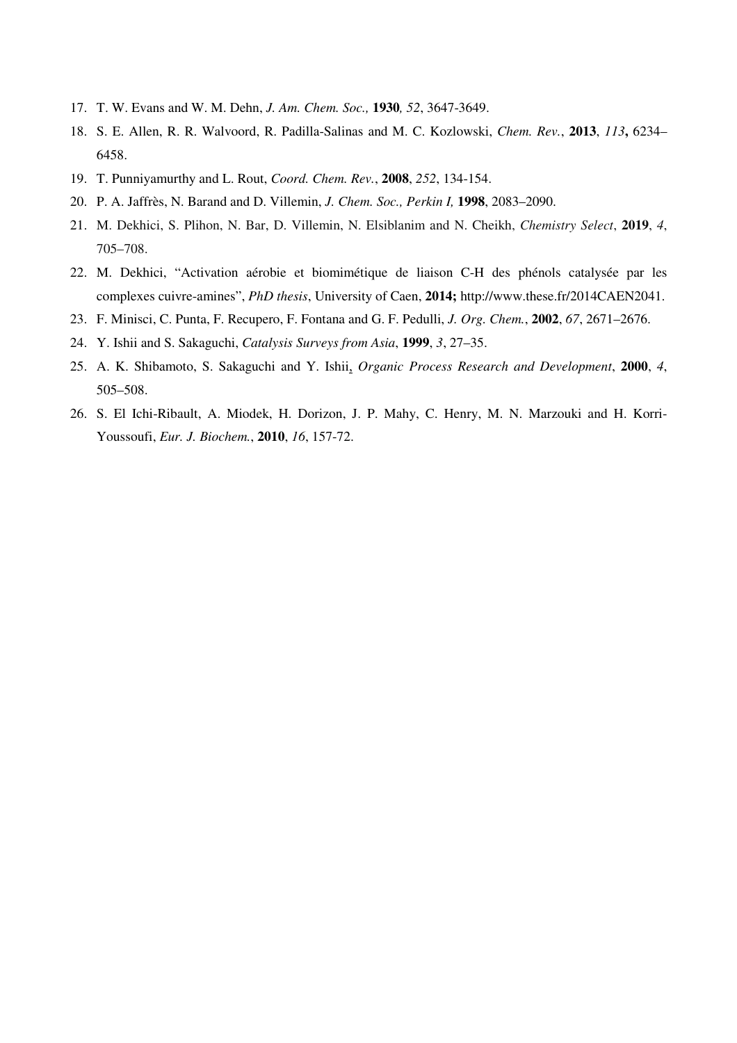17. T. W. Evans and W. M. Dehn, *J. Am. Chem. Soc.,* **1930***, 52*, 3647-3649.
18. S. E. Allen, R. R. Walvoord, R. Padilla-Salinas and M. C. Kozlowski, *Chem. Rev.*, **2013**, *113***,** 6234–6458.
19. T. Punniyamurthy and L. Rout, *Coord. Chem. Rev.*, **2008**, *252*, 134-154.
20. P. A. Jaffrès, N. Barand and D. Villemin, *J. Chem. Soc., Perkin I,* **1998**, 2083–2090.
21. M. Dekhici, S. Plihon, N. Bar, D. Villemin, N. Elsiblanim and N. Cheikh, *Chemistry Select*, **2019**, *4*, 705–708.
22. M. Dekhici, "Activation aérobie et biomimétique de liaison C-H des phénols catalysée par les complexes cuivre-amines", *PhD thesis*, University of Caen, **2014;** http://www.these.fr/2014CAEN2041.
23. F. Minisci, C. Punta, F. Recupero, F. Fontana and G. F. Pedulli, *J. Org. Chem.*, **2002**, *67*, 2671–2676.
24. Y. Ishii and S. Sakaguchi, *Catalysis Surveys from Asia*, **1999**, *3*, 27–35.
25. A. K. Shibamoto, S. Sakaguchi and Y. Ishii, *Organic Process Research and Development*, **2000**, *4*, 505–508.
26. S. El Ichi-Ribault, A. Miodek, H. Dorizon, J. P. Mahy, C. Henry, M. N. Marzouki and H. Korri-Youssoufi, *Eur. J. Biochem.*, **2010**, *16*, 157-72.